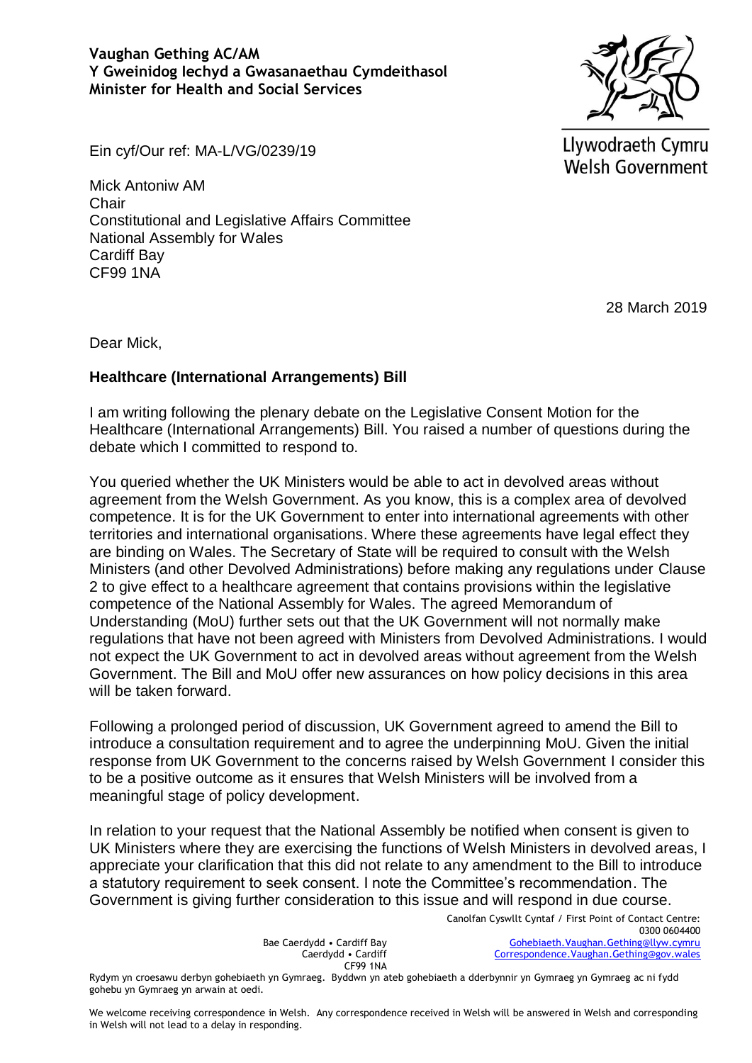**Vaughan Gething AC/AM**
**Y Gweinidog Iechyd a Gwasanaethau Cymdeithasol**
**Minister for Health and Social Services**

Llywodraeth Cymru
Welsh Government

Ein cyf/Our ref: MA-L/VG/0239/19

Mick Antoniw AM
Chair
Constitutional and Legislative Affairs Committee
National Assembly for Wales
Cardiff Bay
CF99 1NA

28 March 2019

Dear Mick,

**Healthcare (International Arrangements) Bill**

I am writing following the plenary debate on the Legislative Consent Motion for the Healthcare (International Arrangements) Bill. You raised a number of questions during the debate which I committed to respond to.

You queried whether the UK Ministers would be able to act in devolved areas without agreement from the Welsh Government. As you know, this is a complex area of devolved competence. It is for the UK Government to enter into international agreements with other territories and international organisations. Where these agreements have legal effect they are binding on Wales. The Secretary of State will be required to consult with the Welsh Ministers (and other Devolved Administrations) before making any regulations under Clause 2 to give effect to a healthcare agreement that contains provisions within the legislative competence of the National Assembly for Wales. The agreed Memorandum of Understanding (MoU) further sets out that the UK Government will not normally make regulations that have not been agreed with Ministers from Devolved Administrations. I would not expect the UK Government to act in devolved areas without agreement from the Welsh Government. The Bill and MoU offer new assurances on how policy decisions in this area will be taken forward.

Following a prolonged period of discussion, UK Government agreed to amend the Bill to introduce a consultation requirement and to agree the underpinning MoU. Given the initial response from UK Government to the concerns raised by Welsh Government I consider this to be a positive outcome as it ensures that Welsh Ministers will be involved from a meaningful stage of policy development.

In relation to your request that the National Assembly be notified when consent is given to UK Ministers where they are exercising the functions of Welsh Ministers in devolved areas, I appreciate your clarification that this did not relate to any amendment to the Bill to introduce a statutory requirement to seek consent. I note the Committee's recommendation. The Government is giving further consideration to this issue and will respond in due course.

Bae Caerdydd • Cardiff Bay
Caerdydd • Cardiff
CF99 1NA

Canolfan Cyswllt Cyntaf / First Point of Contact Centre:
0300 0604400
Gohebiaeth.Vaughan.Gething@llyw.cymru
Correspondence.Vaughan.Gething@gov.wales

Rydym yn croesawu derbyn gohebiaeth yn Gymraeg. Byddwn yn ateb gohebiaeth a dderbynnir yn Gymraeg yn Gymraeg ac ni fydd gohebu yn Gymraeg yn arwain at oedi.

We welcome receiving correspondence in Welsh. Any correspondence received in Welsh will be answered in Welsh and corresponding in Welsh will not lead to a delay in responding.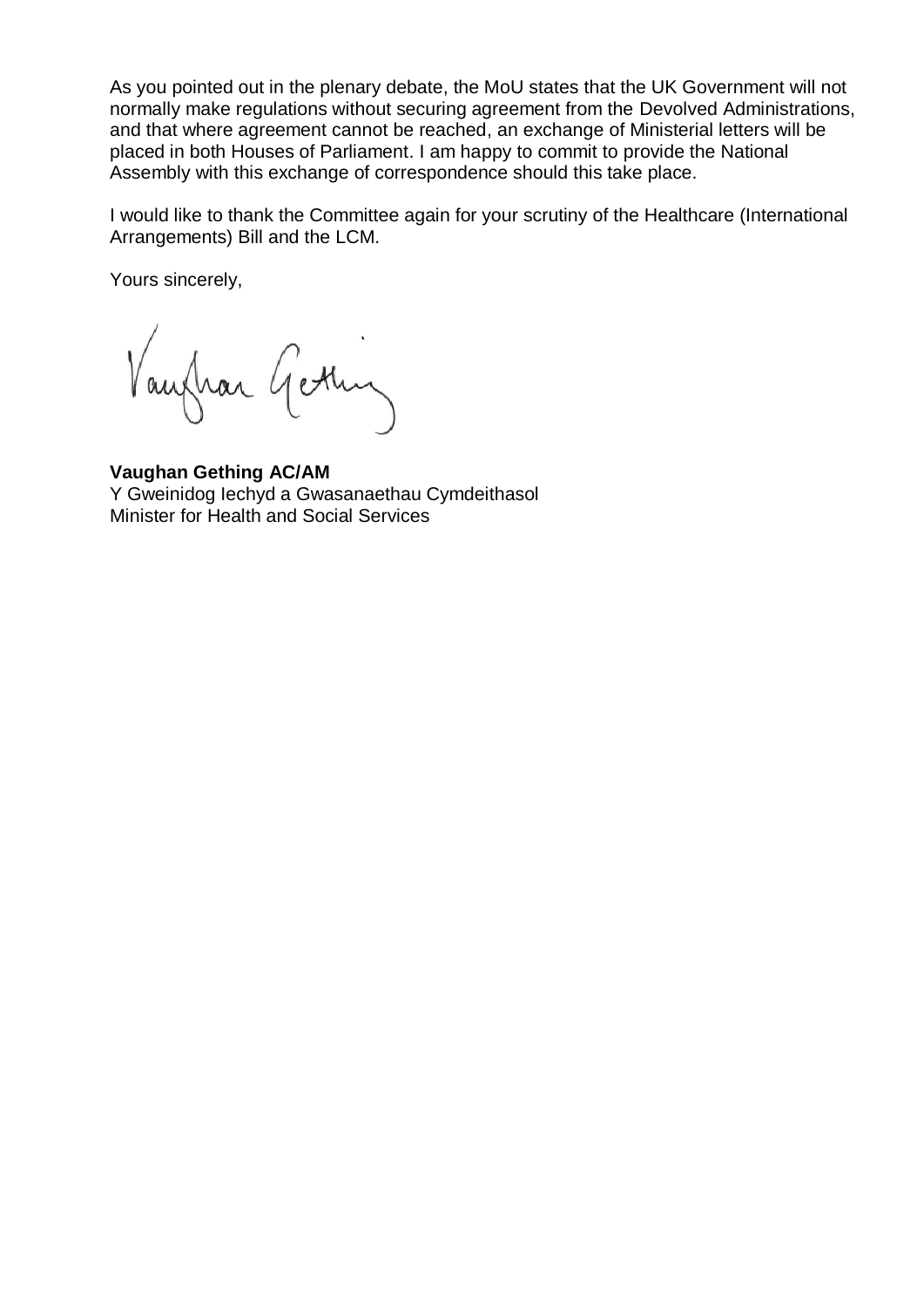As you pointed out in the plenary debate, the MoU states that the UK Government will not normally make regulations without securing agreement from the Devolved Administrations, and that where agreement cannot be reached, an exchange of Ministerial letters will be placed in both Houses of Parliament. I am happy to commit to provide the National Assembly with this exchange of correspondence should this take place.

I would like to thank the Committee again for your scrutiny of the Healthcare (International Arrangements) Bill and the LCM.

Yours sincerely,

**Vaughan Gething AC/AM**
Y Gweinidog Iechyd a Gwasanaethau Cymdeithasol
Minister for Health and Social Services